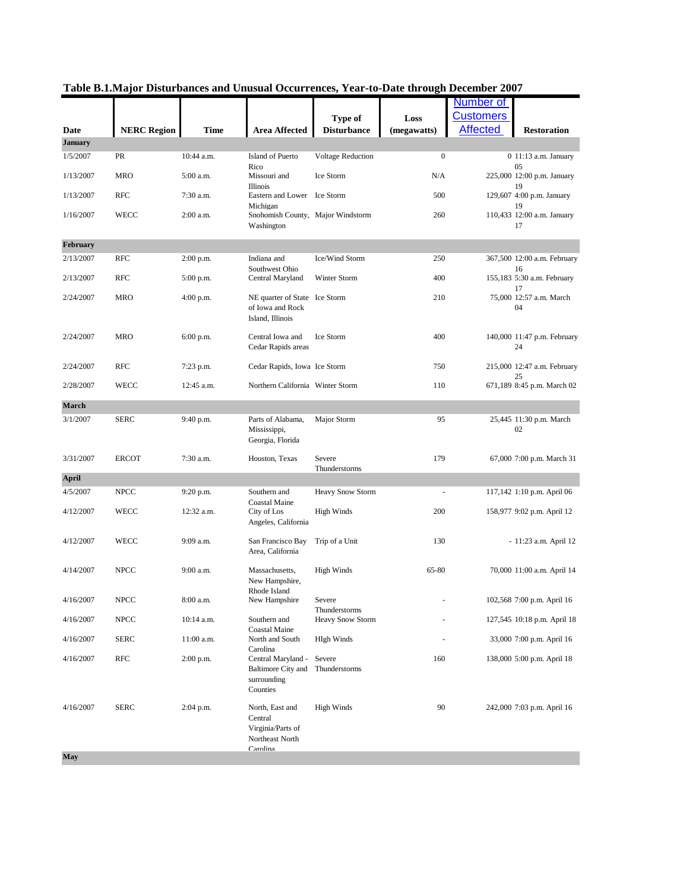# Table B.1.Major Disturbances and Unusual Occurrences, Year-to-Date through December 2007

| Date | NERC Region | Time | Area Affected | Type of Disturbance | Loss (megawatts) | Number of Customers Affected | Restoration |
|---|---|---|---|---|---|---|---|
| **January** | | | | | | | |
| 1/5/2007 | PR | 10:44 a.m. | Island of Puerto Rico | Voltage Reduction | 0 | 0 | 11:13 a.m. January 05 |
| 1/13/2007 | MRO | 5:00 a.m. | Missouri and Illinois | Ice Storm | N/A | 225,000 | 12:00 p.m. January 19 |
| 1/13/2007 | RFC | 7:30 a.m. | Eastern and Lower Michigan | Ice Storm | 500 | 129,607 | 4:00 p.m. January 19 |
| 1/16/2007 | WECC | 2:00 a.m. | Snohomish County, Washington | Major Windstorm | 260 | 110,433 | 12:00 a.m. January 17 |
| **February** | | | | | | | |
| 2/13/2007 | RFC | 2:00 p.m. | Indiana and Southwest Ohio | Ice/Wind Storm | 250 | 367,500 | 12:00 a.m. February 16 |
| 2/13/2007 | RFC | 5:00 p.m. | Central Maryland | Winter Storm | 400 | 155,183 | 5:30 a.m. February 17 |
| 2/24/2007 | MRO | 4:00 p.m. | NE quarter of State of Iowa and Rock Island, Illinois | Ice Storm | 210 | 75,000 | 12:57 a.m. March 04 |
| 2/24/2007 | MRO | 6:00 p.m. | Central Iowa and Cedar Rapids areas | Ice Storm | 400 | 140,000 | 11:47 p.m. February 24 |
| 2/24/2007 | RFC | 7:23 p.m. | Cedar Rapids, Iowa | Ice Storm | 750 | 215,000 | 12:47 a.m. February 25 |
| 2/28/2007 | WECC | 12:45 a.m. | Northern California | Winter Storm | 110 | 671,189 | 8:45 p.m. March 02 |
| **March** | | | | | | | |
| 3/1/2007 | SERC | 9:40 p.m. | Parts of Alabama, Mississippi, Georgia, Florida | Major Storm | 95 | 25,445 | 11:30 p.m. March 02 |
| 3/31/2007 | ERCOT | 7:30 a.m. | Houston, Texas | Severe Thunderstorms | 179 | 67,000 | 7:00 p.m. March 31 |
| **April** | | | | | | | |
| 4/5/2007 | NPCC | 9:20 p.m. | Southern and Coastal Maine | Heavy Snow Storm | - | 117,142 | 1:10 p.m. April 06 |
| 4/12/2007 | WECC | 12:32 a.m. | City of Los Angeles, California | High Winds | 200 | 158,977 | 9:02 p.m. April 12 |
| 4/12/2007 | WECC | 9:09 a.m. | San Francisco Bay Area, California | Trip of a Unit | 130 | - | 11:23 a.m. April 12 |
| 4/14/2007 | NPCC | 9:00 a.m. | Massachusetts, New Hampshire, Rhode Island | High Winds | 65-80 | 70,000 | 11:00 a.m. April 14 |
| 4/16/2007 | NPCC | 8:00 a.m. | New Hampshire | Severe Thunderstorms | - | 102,568 | 7:00 p.m. April 16 |
| 4/16/2007 | NPCC | 10:14 a.m. | Southern and Coastal Maine | Heavy Snow Storm | - | 127,545 | 10:18 p.m. April 18 |
| 4/16/2007 | SERC | 11:00 a.m. | North and South Carolina | HIgh Winds | - | 33,000 | 7:00 p.m. April 16 |
| 4/16/2007 | RFC | 2:00 p.m. | Central Maryland - Baltimore City and surrounding Counties | Severe Thunderstorms | 160 | 138,000 | 5:00 p.m. April 18 |
| 4/16/2007 | SERC | 2:04 p.m. | North, East and Central Virginia/Parts of Northeast North Carolina | High Winds | 90 | 242,000 | 7:03 p.m. April 16 |
| **May** | | | | | | | |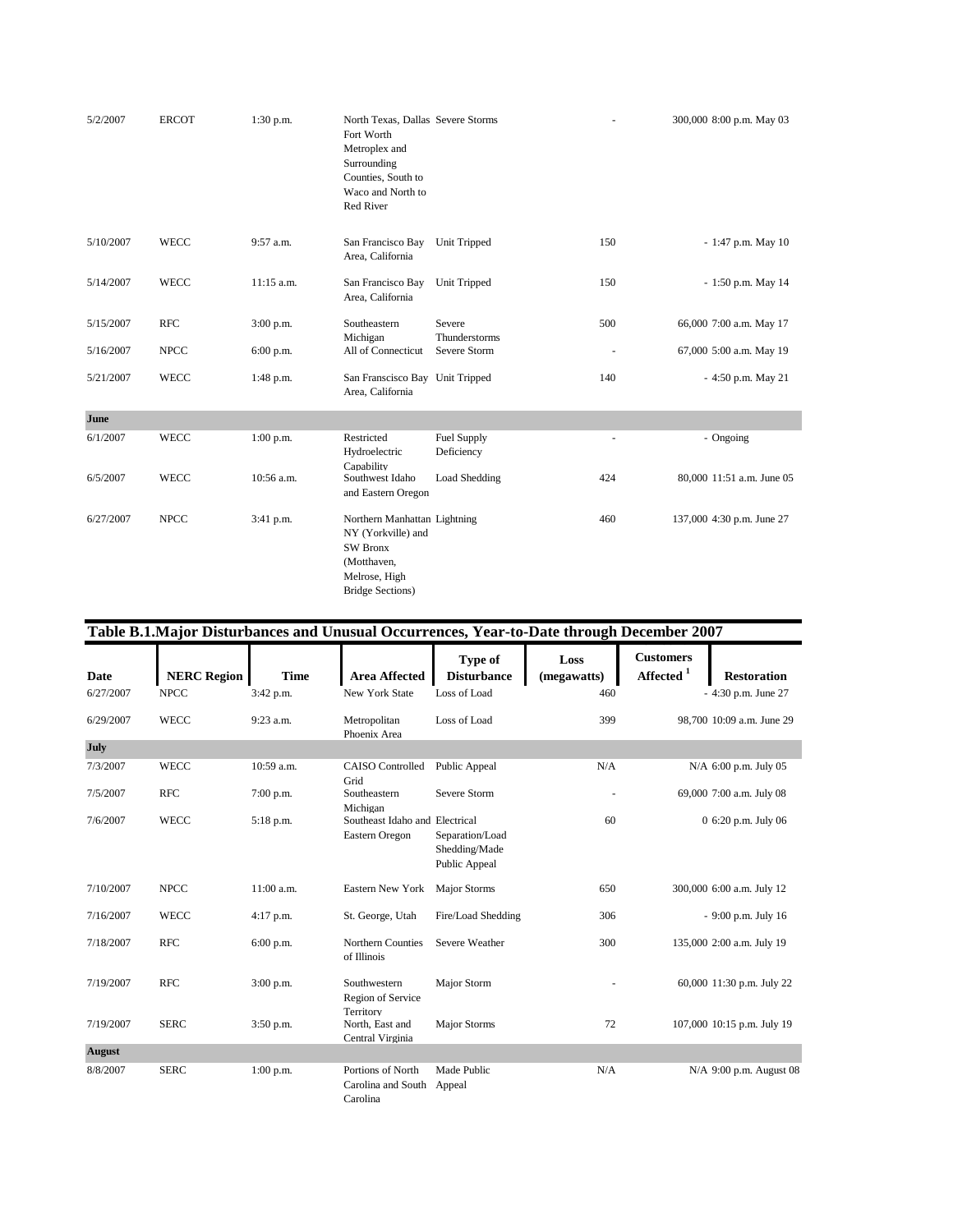| Date | NERC Region | Time | Area Affected | Type of Disturbance | Loss (megawatts) | Customers Affected [1] | Restoration |
|---|---|---|---|---|---|---|---|
| 5/2/2007 | ERCOT | 1:30 p.m. | North Texas, Dallas Fort Worth Metroplex and Surrounding Counties, South to Waco and North to Red River | Severe Storms | - | 300,000 | 8:00 p.m. May 03 |
| 5/10/2007 | WECC | 9:57 a.m. | San Francisco Bay Area, California | Unit Tripped | 150 | - | 1:47 p.m. May 10 |
| 5/14/2007 | WECC | 11:15 a.m. | San Francisco Bay Area, California | Unit Tripped | 150 | - | 1:50 p.m. May 14 |
| 5/15/2007 | RFC | 3:00 p.m. | Southeastern Michigan | Severe Thunderstorms | 500 | 66,000 | 7:00 a.m. May 17 |
| 5/16/2007 | NPCC | 6:00 p.m. | All of Connecticut | Severe Storm | - | 67,000 | 5:00 a.m. May 19 |
| 5/21/2007 | WECC | 1:48 p.m. | San Franscisco Bay Area, California | Unit Tripped | 140 | - | 4:50 p.m. May 21 |
| **June** | | | | | | | |
| 6/1/2007 | WECC | 1:00 p.m. | Restricted Hydroelectric Capability | Fuel Supply Deficiency | - | - | Ongoing |
| 6/5/2007 | WECC | 10:56 a.m. | Southwest Idaho and Eastern Oregon | Load Shedding | 424 | 80,000 | 11:51 a.m. June 05 |
| 6/27/2007 | NPCC | 3:41 p.m. | Northern Manhattan NY (Yorkville) and SW Bronx (Motthaven, Melrose, High Bridge Sections) | Lightning | 460 | 137,000 | 4:30 p.m. June 27 |

**Table B.1.Major Disturbances and Unusual Occurrences, Year-to-Date through December 2007**

| Date | NERC Region | Time | Area Affected | Type of Disturbance | Loss (megawatts) | Customers Affected [1] | Restoration |
|---|---|---|---|---|---|---|---|
| 6/27/2007 | NPCC | 3:42 p.m. | New York State | Loss of Load | 460 | - | 4:30 p.m. June 27 |
| 6/29/2007 | WECC | 9:23 a.m. | Metropolitan Phoenix Area | Loss of Load | 399 | 98,700 | 10:09 a.m. June 29 |
| **July** | | | | | | | |
| 7/3/2007 | WECC | 10:59 a.m. | CAISO Controlled Grid | Public Appeal | N/A | N/A | 6:00 p.m. July 05 |
| 7/5/2007 | RFC | 7:00 p.m. | Southeastern Michigan | Severe Storm | - | 69,000 | 7:00 a.m. July 08 |
| 7/6/2007 | WECC | 5:18 p.m. | Southeast Idaho and Eastern Oregon | Electrical Separation/Load Shedding/Made Public Appeal | 60 | 0 | 6:20 p.m. July 06 |
| 7/10/2007 | NPCC | 11:00 a.m. | Eastern New York | Major Storms | 650 | 300,000 | 6:00 a.m. July 12 |
| 7/16/2007 | WECC | 4:17 p.m. | St. George, Utah | Fire/Load Shedding | 306 | - | 9:00 p.m. July 16 |
| 7/18/2007 | RFC | 6:00 p.m. | Northern Counties of Illinois | Severe Weather | 300 | 135,000 | 2:00 a.m. July 19 |
| 7/19/2007 | RFC | 3:00 p.m. | Southwestern Region of Service Territory | Major Storm | - | 60,000 | 11:30 p.m. July 22 |
| 7/19/2007 | SERC | 3:50 p.m. | North, East and Central Virginia | Major Storms | 72 | 107,000 | 10:15 p.m. July 19 |
| **August** | | | | | | | |
| 8/8/2007 | SERC | 1:00 p.m. | Portions of North Carolina and South Carolina | Made Public Appeal | N/A | N/A | 9:00 p.m. August 08 |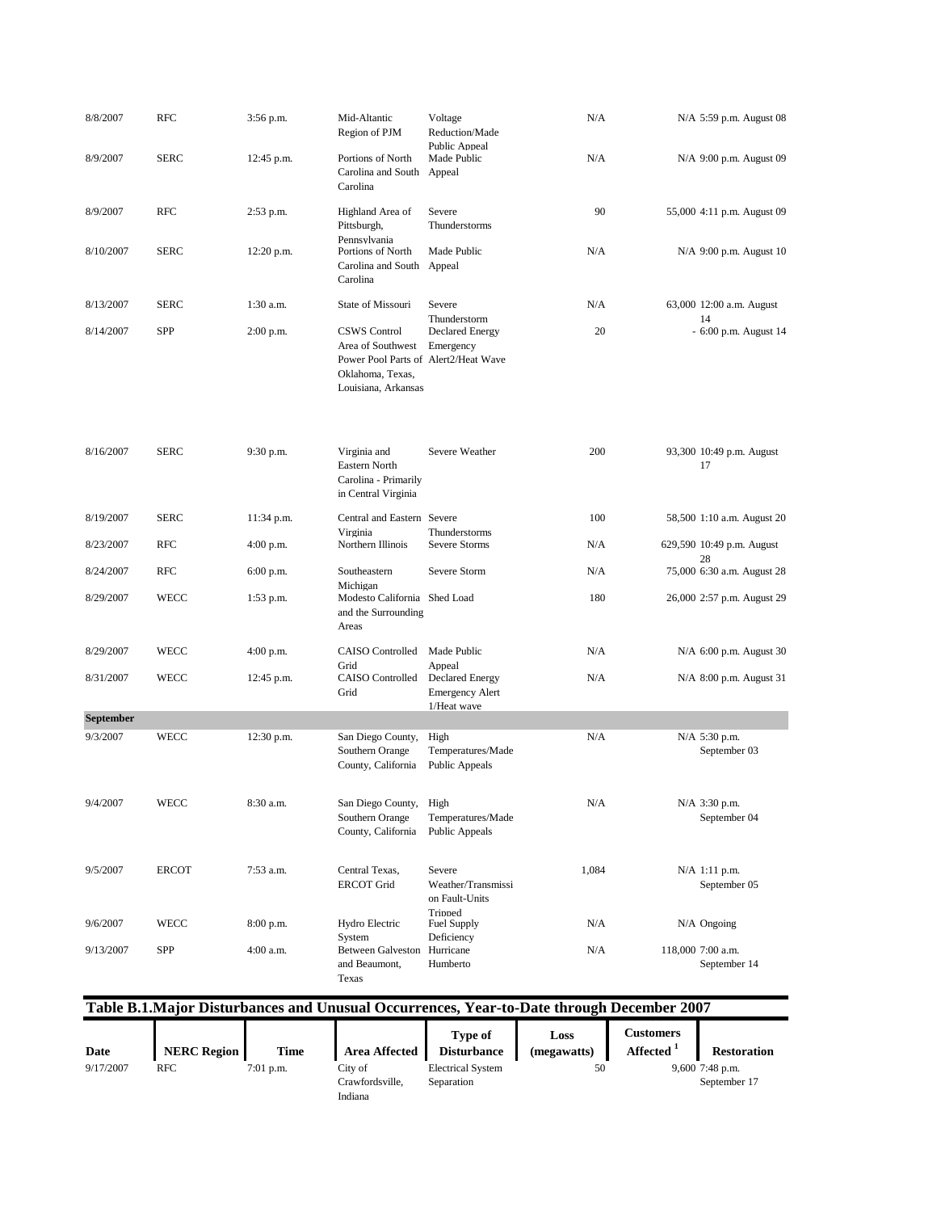| Date | NERC Region | Time | Area Affected | Type of Disturbance | Loss (megawatts) | Customers Affected [1] | Restoration |
|---|---|---|---|---|---|---|---|
| 8/8/2007 | RFC | 3:56 p.m. | Mid-Altantic Region of PJM | Voltage Reduction/Made Public Appeal | N/A | N/A | 5:59 p.m. August 08 |
| 8/9/2007 | SERC | 12:45 p.m. | Portions of North Carolina and South Carolina | Made Public Appeal | N/A | N/A | 9:00 p.m. August 09 |
| 8/9/2007 | RFC | 2:53 p.m. | Highland Area of Pittsburgh, Pennsylvania | Severe Thunderstorms | 90 | 55,000 | 4:11 p.m. August 09 |
| 8/10/2007 | SERC | 12:20 p.m. | Portions of North Carolina and South Carolina | Made Public Appeal | N/A | N/A | 9:00 p.m. August 10 |
| 8/13/2007 | SERC | 1:30 a.m. | State of Missouri | Severe Thunderstorm | N/A | 63,000 | 12:00 a.m. August 14 |
| 8/14/2007 | SPP | 2:00 p.m. | CSWS Control Area of Southwest Power Pool Parts of Oklahoma, Texas, Louisiana, Arkansas | Declared Energy Emergency Alert2/Heat Wave | 20 | - | 6:00 p.m. August 14 |
| 8/16/2007 | SERC | 9:30 p.m. | Virginia and Eastern North Carolina - Primarily in Central Virginia | Severe Weather | 200 | 93,300 | 10:49 p.m. August 17 |
| 8/19/2007 | SERC | 11:34 p.m. | Central and Eastern Virginia | Severe Thunderstorms | 100 | 58,500 | 1:10 a.m. August 20 |
| 8/23/2007 | RFC | 4:00 p.m. | Northern Illinois | Severe Storms | N/A | 629,590 | 10:49 p.m. August 28 |
| 8/24/2007 | RFC | 6:00 p.m. | Southeastern Michigan | Severe Storm | N/A | 75,000 | 6:30 a.m. August 28 |
| 8/29/2007 | WECC | 1:53 p.m. | Modesto California and the Surrounding Areas | Shed Load | 180 | 26,000 | 2:57 p.m. August 29 |
| 8/29/2007 | WECC | 4:00 p.m. | CAISO Controlled Grid | Made Public Appeal | N/A | N/A | 6:00 p.m. August 30 |
| 8/31/2007 | WECC | 12:45 p.m. | CAISO Controlled Grid | Declared Energy Emergency Alert 1/Heat wave | N/A | N/A | 8:00 p.m. August 31 |
| **September** | | | | | | | |
| 9/3/2007 | WECC | 12:30 p.m. | San Diego County, Southern Orange County, California | High Temperatures/Made Public Appeals | N/A | N/A | 5:30 p.m. September 03 |
| 9/4/2007 | WECC | 8:30 a.m. | San Diego County, Southern Orange County, California | High Temperatures/Made Public Appeals | N/A | N/A | 3:30 p.m. September 04 |
| 9/5/2007 | ERCOT | 7:53 a.m. | Central Texas, ERCOT Grid | Severe Weather/Transmission on Fault-Units Tripped | 1,084 | N/A | 1:11 p.m. September 05 |
| 9/6/2007 | WECC | 8:00 p.m. | Hydro Electric System | Fuel Supply Deficiency | N/A | N/A | Ongoing |
| 9/13/2007 | SPP | 4:00 a.m. | Between Galveston and Beaumont, Texas | Hurricane Humberto | N/A | 118,000 | 7:00 a.m. September 14 |

## Table B.1.Major Disturbances and Unusual Occurrences, Year-to-Date through December 2007

| Date | NERC Region | Time | Area Affected | Type of Disturbance | Loss (megawatts) | Customers Affected [1] | Restoration |
|---|---|---|---|---|---|---|---|
| 9/17/2007 | RFC | 7:01 p.m. | City of Crawfordsville, Indiana | Electrical System Separation | 50 | 9,600 | 7:48 p.m. September 17 |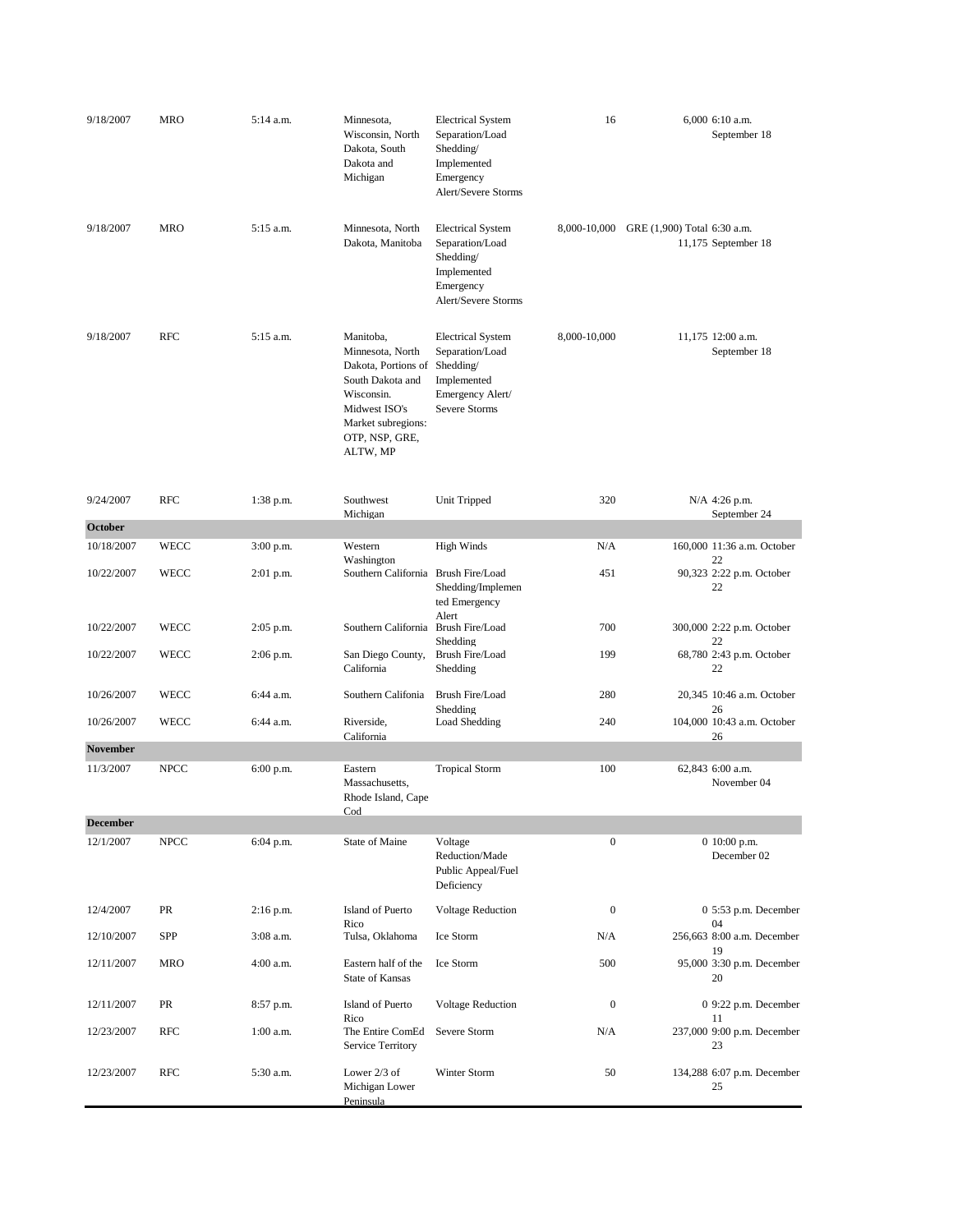| | | | | | | | |
|---|---|---|---|---|---|---|---|
| 9/18/2007 | MRO | 5:14 a.m. | Minnesota, Wisconsin, North Dakota, South Dakota and Michigan | Electrical System Separation/Load Shedding/ Implemented Emergency Alert/Severe Storms | 16 | 6,000 | 6:10 a.m. September 18 |
| 9/18/2007 | MRO | 5:15 a.m. | Minnesota, North Dakota, Manitoba | Electrical System Separation/Load Shedding/ Implemented Emergency Alert/Severe Storms | 8,000-10,000 | GRE (1,900) Total 11,175 | 6:30 a.m. September 18 |
| 9/18/2007 | RFC | 5:15 a.m. | Manitoba, Minnesota, North Dakota, Portions of South Dakota and Wisconsin. Midwest ISO's Market subregions: OTP, NSP, GRE, ALTW, MP | Electrical System Separation/Load Shedding/ Implemented Emergency Alert/ Severe Storms | 8,000-10,000 | 11,175 | 12:00 a.m. September 18 |
| 9/24/2007 | RFC | 1:38 p.m. | Southwest Michigan | Unit Tripped | 320 | N/A | 4:26 p.m. September 24 |
| **October** | | | | | | | |
| 10/18/2007 | WECC | 3:00 p.m. | Western Washington | High Winds | N/A | 160,000 | 11:36 a.m. October 22 |
| 10/22/2007 | WECC | 2:01 p.m. | Southern California | Brush Fire/Load Shedding/Implemented Emergency Alert | 451 | 90,323 | 2:22 p.m. October 22 |
| 10/22/2007 | WECC | 2:05 p.m. | Southern California | Brush Fire/Load Shedding | 700 | 300,000 | 2:22 p.m. October 22 |
| 10/22/2007 | WECC | 2:06 p.m. | San Diego County, California | Brush Fire/Load Shedding | 199 | 68,780 | 2:43 p.m. October 22 |
| 10/26/2007 | WECC | 6:44 a.m. | Southern Califonia | Brush Fire/Load Shedding | 280 | 20,345 | 10:46 a.m. October 26 |
| 10/26/2007 | WECC | 6:44 a.m. | Riverside, California | Load Shedding | 240 | 104,000 | 10:43 a.m. October 26 |
| **November** | | | | | | | |
| 11/3/2007 | NPCC | 6:00 p.m. | Eastern Massachusetts, Rhode Island, Cape Cod | Tropical Storm | 100 | 62,843 | 6:00 a.m. November 04 |
| **December** | | | | | | | |
| 12/1/2007 | NPCC | 6:04 p.m. | State of Maine | Voltage Reduction/Made Public Appeal/Fuel Deficiency | 0 | 0 | 10:00 p.m. December 02 |
| 12/4/2007 | PR | 2:16 p.m. | Island of Puerto Rico | Voltage Reduction | 0 | 0 | 5:53 p.m. December 04 |
| 12/10/2007 | SPP | 3:08 a.m. | Tulsa, Oklahoma | Ice Storm | N/A | 256,663 | 8:00 a.m. December 19 |
| 12/11/2007 | MRO | 4:00 a.m. | Eastern half of the State of Kansas | Ice Storm | 500 | 95,000 | 3:30 p.m. December 20 |
| 12/11/2007 | PR | 8:57 p.m. | Island of Puerto Rico | Voltage Reduction | 0 | 0 | 9:22 p.m. December 11 |
| 12/23/2007 | RFC | 1:00 a.m. | The Entire ComEd Service Territory | Severe Storm | N/A | 237,000 | 9:00 p.m. December 23 |
| 12/23/2007 | RFC | 5:30 a.m. | Lower 2/3 of Michigan Lower Peninsula | Winter Storm | 50 | 134,288 | 6:07 p.m. December 25 |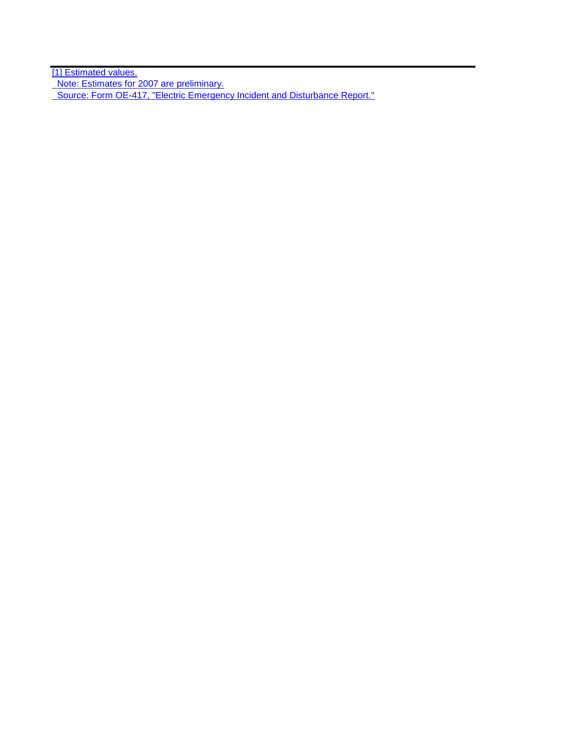[1] Estimated values.

Note: Estimates for 2007 are preliminary.

Source: Form OE-417, "Electric Emergency Incident and Disturbance Report."